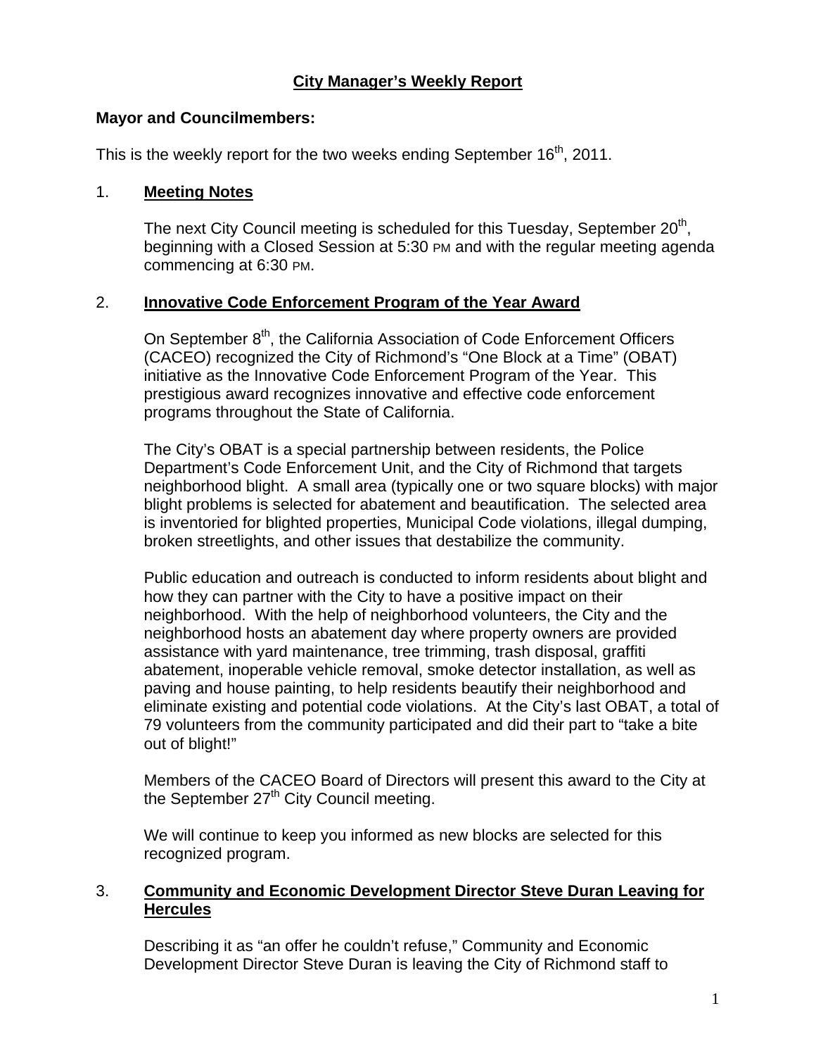# City Manager's Weekly Report

**Mayor and Councilmembers:**

This is the weekly report for the two weeks ending September 16th, 2011.

## 1. Meeting Notes

The next City Council meeting is scheduled for this Tuesday, September 20th, beginning with a Closed Session at 5:30 PM and with the regular meeting agenda commencing at 6:30 PM.

## 2. Innovative Code Enforcement Program of the Year Award

On September 8th, the California Association of Code Enforcement Officers (CACEO) recognized the City of Richmond's "One Block at a Time" (OBAT) initiative as the Innovative Code Enforcement Program of the Year. This prestigious award recognizes innovative and effective code enforcement programs throughout the State of California.

The City's OBAT is a special partnership between residents, the Police Department's Code Enforcement Unit, and the City of Richmond that targets neighborhood blight. A small area (typically one or two square blocks) with major blight problems is selected for abatement and beautification. The selected area is inventoried for blighted properties, Municipal Code violations, illegal dumping, broken streetlights, and other issues that destabilize the community.

Public education and outreach is conducted to inform residents about blight and how they can partner with the City to have a positive impact on their neighborhood. With the help of neighborhood volunteers, the City and the neighborhood hosts an abatement day where property owners are provided assistance with yard maintenance, tree trimming, trash disposal, graffiti abatement, inoperable vehicle removal, smoke detector installation, as well as paving and house painting, to help residents beautify their neighborhood and eliminate existing and potential code violations. At the City's last OBAT, a total of 79 volunteers from the community participated and did their part to "take a bite out of blight!"

Members of the CACEO Board of Directors will present this award to the City at the September 27th City Council meeting.

We will continue to keep you informed as new blocks are selected for this recognized program.

## 3. Community and Economic Development Director Steve Duran Leaving for Hercules

Describing it as "an offer he couldn't refuse," Community and Economic Development Director Steve Duran is leaving the City of Richmond staff to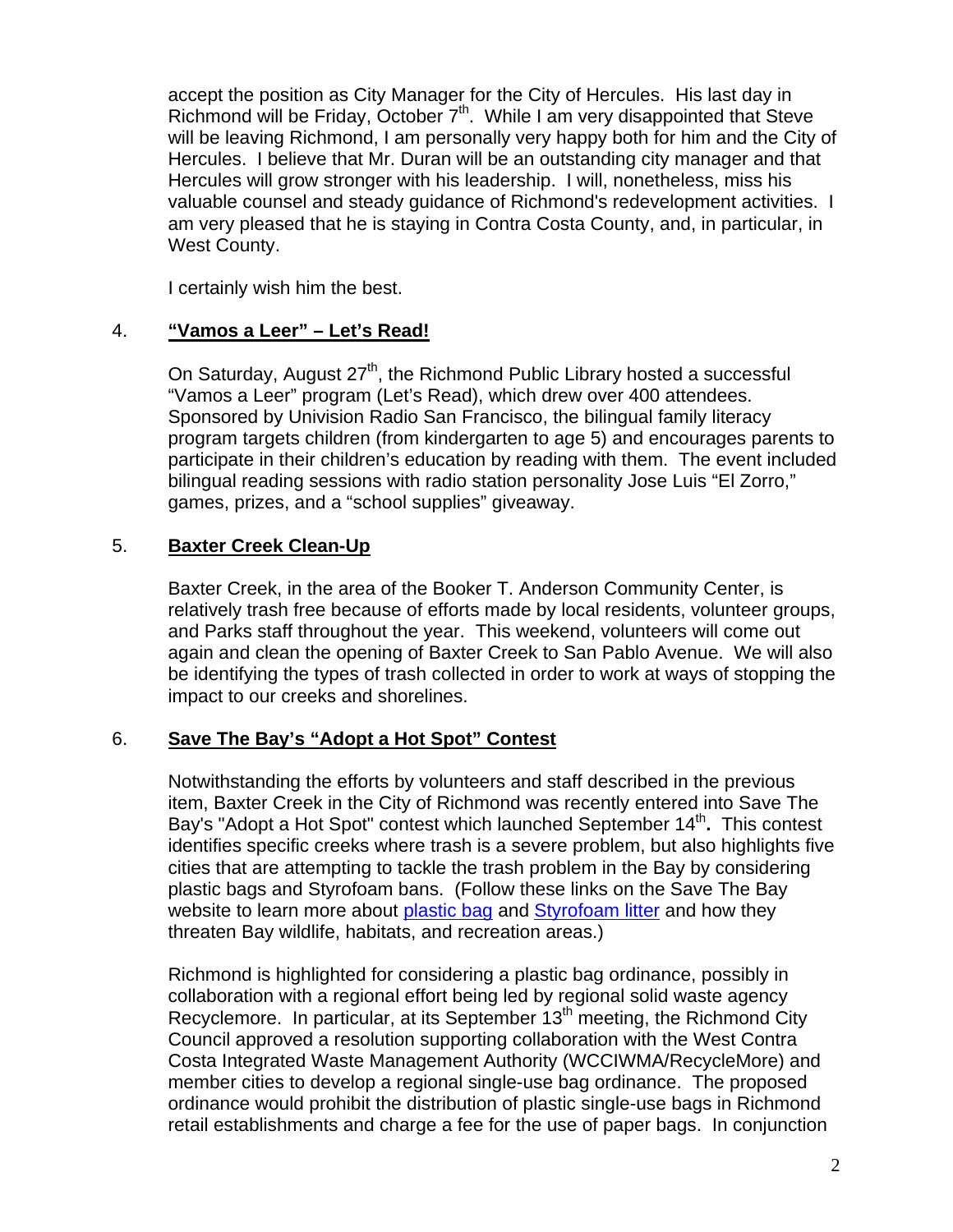accept the position as City Manager for the City of Hercules. His last day in Richmond will be Friday, October 7th. While I am very disappointed that Steve will be leaving Richmond, I am personally very happy both for him and the City of Hercules. I believe that Mr. Duran will be an outstanding city manager and that Hercules will grow stronger with his leadership. I will, nonetheless, miss his valuable counsel and steady guidance of Richmond's redevelopment activities. I am very pleased that he is staying in Contra Costa County, and, in particular, in West County.

I certainly wish him the best.

4. **"Vamos a Leer" – Let's Read!**

On Saturday, August 27th, the Richmond Public Library hosted a successful "Vamos a Leer" program (Let's Read), which drew over 400 attendees. Sponsored by Univision Radio San Francisco, the bilingual family literacy program targets children (from kindergarten to age 5) and encourages parents to participate in their children's education by reading with them. The event included bilingual reading sessions with radio station personality Jose Luis "El Zorro," games, prizes, and a "school supplies" giveaway.

5. **Baxter Creek Clean-Up**

Baxter Creek, in the area of the Booker T. Anderson Community Center, is relatively trash free because of efforts made by local residents, volunteer groups, and Parks staff throughout the year. This weekend, volunteers will come out again and clean the opening of Baxter Creek to San Pablo Avenue. We will also be identifying the types of trash collected in order to work at ways of stopping the impact to our creeks and shorelines.

6. **Save The Bay's "Adopt a Hot Spot" Contest**

Notwithstanding the efforts by volunteers and staff described in the previous item, Baxter Creek in the City of Richmond was recently entered into Save The Bay's "Adopt a Hot Spot" contest which launched September 14th**.** This contest identifies specific creeks where trash is a severe problem, but also highlights five cities that are attempting to tackle the trash problem in the Bay by considering plastic bags and Styrofoam bans. (Follow these links on the Save The Bay website to learn more about plastic bag and Styrofoam litter and how they threaten Bay wildlife, habitats, and recreation areas.)

Richmond is highlighted for considering a plastic bag ordinance, possibly in collaboration with a regional effort being led by regional solid waste agency Recyclemore. In particular, at its September 13th meeting, the Richmond City Council approved a resolution supporting collaboration with the West Contra Costa Integrated Waste Management Authority (WCCIWMA/RecycleMore) and member cities to develop a regional single-use bag ordinance. The proposed ordinance would prohibit the distribution of plastic single-use bags in Richmond retail establishments and charge a fee for the use of paper bags. In conjunction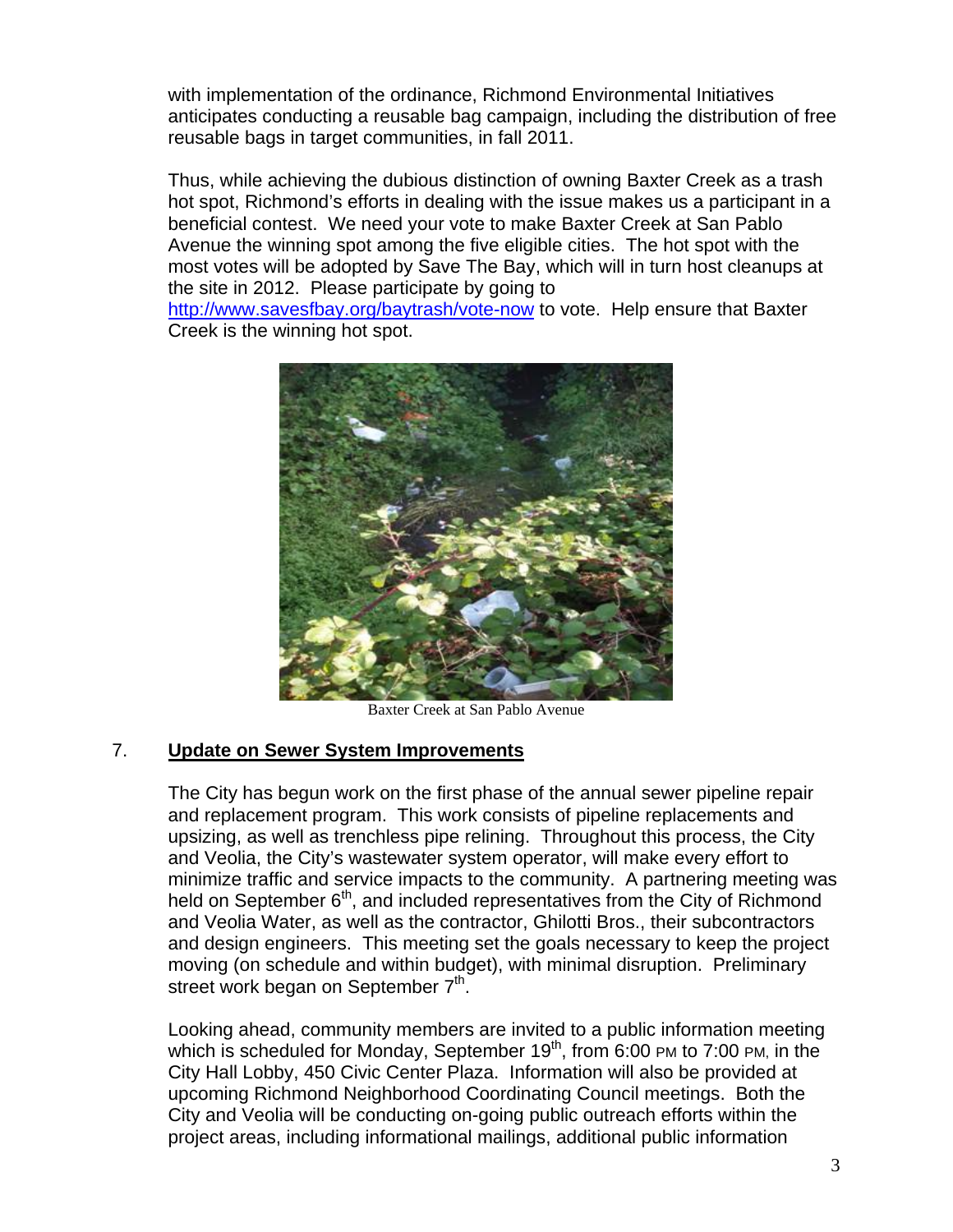with implementation of the ordinance, Richmond Environmental Initiatives anticipates conducting a reusable bag campaign, including the distribution of free reusable bags in target communities, in fall 2011.

Thus, while achieving the dubious distinction of owning Baxter Creek as a trash hot spot, Richmond's efforts in dealing with the issue makes us a participant in a beneficial contest. We need your vote to make Baxter Creek at San Pablo Avenue the winning spot among the five eligible cities. The hot spot with the most votes will be adopted by Save The Bay, which will in turn host cleanups at the site in 2012. Please participate by going to http://www.savesfbay.org/baytrash/vote-now to vote. Help ensure that Baxter Creek is the winning hot spot.

Baxter Creek at San Pablo Avenue

7. **Update on Sewer System Improvements**

The City has begun work on the first phase of the annual sewer pipeline repair and replacement program. This work consists of pipeline replacements and upsizing, as well as trenchless pipe relining. Throughout this process, the City and Veolia, the City's wastewater system operator, will make every effort to minimize traffic and service impacts to the community. A partnering meeting was held on September 6th, and included representatives from the City of Richmond and Veolia Water, as well as the contractor, Ghilotti Bros., their subcontractors and design engineers. This meeting set the goals necessary to keep the project moving (on schedule and within budget), with minimal disruption. Preliminary street work began on September 7th.

Looking ahead, community members are invited to a public information meeting which is scheduled for Monday, September 19th, from 6:00 PM to 7:00 PM, in the City Hall Lobby, 450 Civic Center Plaza. Information will also be provided at upcoming Richmond Neighborhood Coordinating Council meetings. Both the City and Veolia will be conducting on-going public outreach efforts within the project areas, including informational mailings, additional public information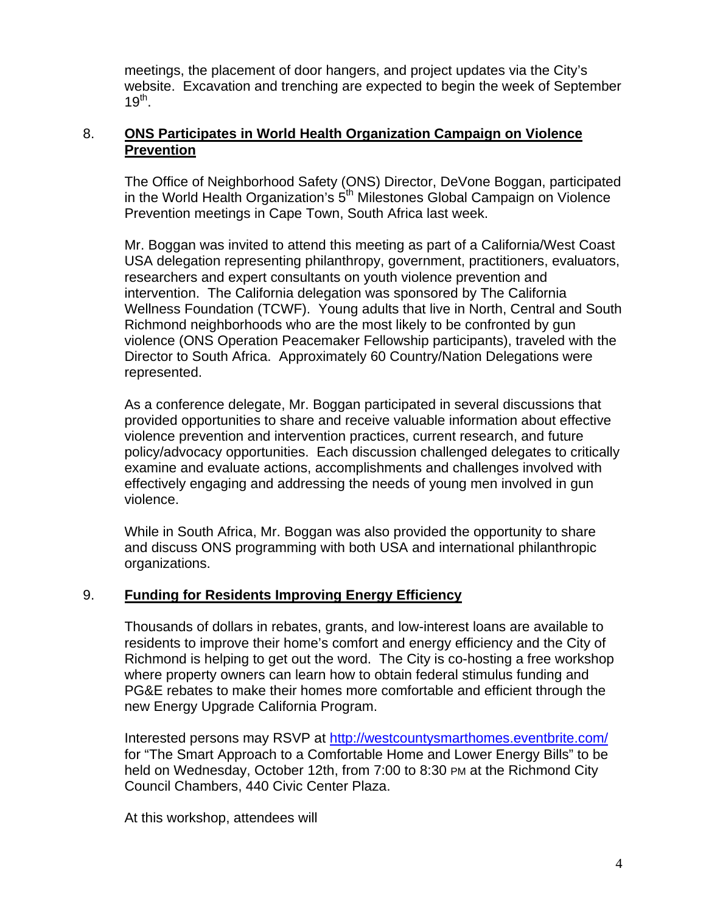meetings, the placement of door hangers, and project updates via the City's website. Excavation and trenching are expected to begin the week of September 19th.

8. **ONS Participates in World Health Organization Campaign on Violence Prevention**

The Office of Neighborhood Safety (ONS) Director, DeVone Boggan, participated in the World Health Organization's 5th Milestones Global Campaign on Violence Prevention meetings in Cape Town, South Africa last week.

Mr. Boggan was invited to attend this meeting as part of a California/West Coast USA delegation representing philanthropy, government, practitioners, evaluators, researchers and expert consultants on youth violence prevention and intervention. The California delegation was sponsored by The California Wellness Foundation (TCWF). Young adults that live in North, Central and South Richmond neighborhoods who are the most likely to be confronted by gun violence (ONS Operation Peacemaker Fellowship participants), traveled with the Director to South Africa. Approximately 60 Country/Nation Delegations were represented.

As a conference delegate, Mr. Boggan participated in several discussions that provided opportunities to share and receive valuable information about effective violence prevention and intervention practices, current research, and future policy/advocacy opportunities. Each discussion challenged delegates to critically examine and evaluate actions, accomplishments and challenges involved with effectively engaging and addressing the needs of young men involved in gun violence.

While in South Africa, Mr. Boggan was also provided the opportunity to share and discuss ONS programming with both USA and international philanthropic organizations.

9. **Funding for Residents Improving Energy Efficiency**

Thousands of dollars in rebates, grants, and low-interest loans are available to residents to improve their home's comfort and energy efficiency and the City of Richmond is helping to get out the word. The City is co-hosting a free workshop where property owners can learn how to obtain federal stimulus funding and PG&E rebates to make their homes more comfortable and efficient through the new Energy Upgrade California Program.

Interested persons may RSVP at http://westcountysmarthomes.eventbrite.com/ for "The Smart Approach to a Comfortable Home and Lower Energy Bills" to be held on Wednesday, October 12th, from 7:00 to 8:30 PM at the Richmond City Council Chambers, 440 Civic Center Plaza.

At this workshop, attendees will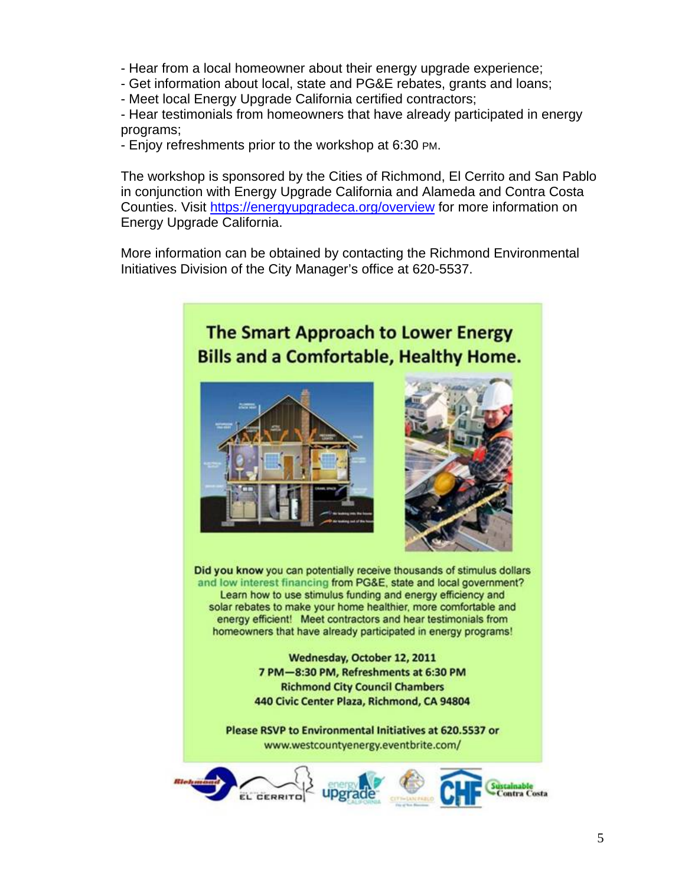- Hear from a local homeowner about their energy upgrade experience;
- Get information about local, state and PG&E rebates, grants and loans;
- Meet local Energy Upgrade California certified contractors;
- Hear testimonials from homeowners that have already participated in energy programs;
- Enjoy refreshments prior to the workshop at 6:30 PM.

The workshop is sponsored by the Cities of Richmond, El Cerrito and San Pablo in conjunction with Energy Upgrade California and Alameda and Contra Costa Counties. Visit https://energyupgradeca.org/overview for more information on Energy Upgrade California.

More information can be obtained by contacting the Richmond Environmental Initiatives Division of the City Manager's office at 620-5537.

## The Smart Approach to Lower Energy Bills and a Comfortable, Healthy Home.

**Did you know** you can potentially receive thousands of stimulus dollars and low interest financing from PG&E, state and local government? Learn how to use stimulus funding and energy efficiency and solar rebates to make your home healthier, more comfortable and energy efficient! Meet contractors and hear testimonials from homeowners that have already participated in energy programs!

**Wednesday, October 12, 2011**
**7 PM—8:30 PM, Refreshments at 6:30 PM**
**Richmond City Council Chambers**
**440 Civic Center Plaza, Richmond, CA 94804**

**Please RSVP to Environmental Initiatives at 620.5537 or**
www.westcountyenergy.eventbrite.com/

Richmond | El Cerrito | Energy Upgrade California | City of San Pablo | CHF | Sustainable Contra Costa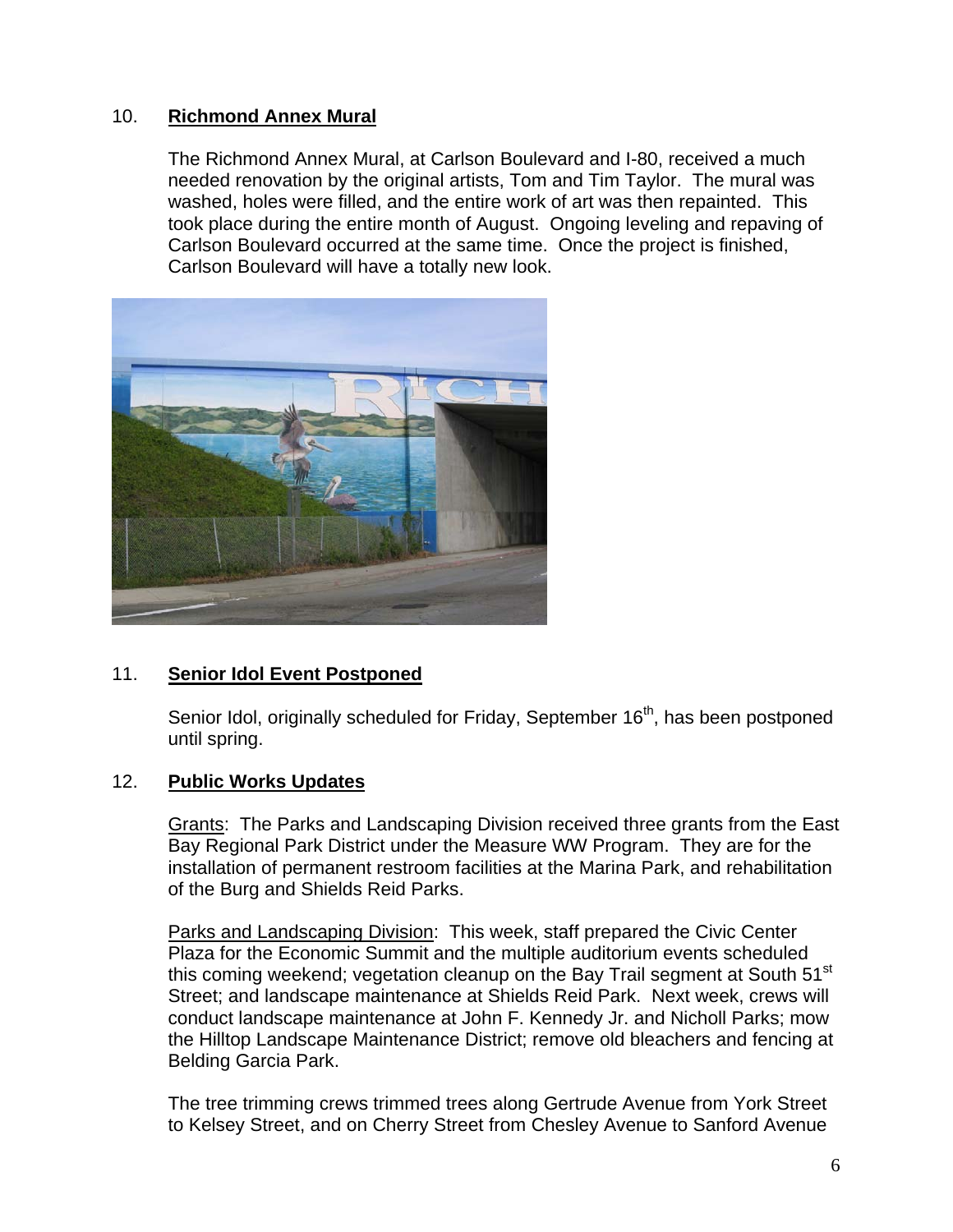## 10. Richmond Annex Mural

The Richmond Annex Mural, at Carlson Boulevard and I-80, received a much needed renovation by the original artists, Tom and Tim Taylor. The mural was washed, holes were filled, and the entire work of art was then repainted. This took place during the entire month of August. Ongoing leveling and repaving of Carlson Boulevard occurred at the same time. Once the project is finished, Carlson Boulevard will have a totally new look.

## 11. Senior Idol Event Postponed

Senior Idol, originally scheduled for Friday, September 16th, has been postponed until spring.

## 12. Public Works Updates

Grants: The Parks and Landscaping Division received three grants from the East Bay Regional Park District under the Measure WW Program. They are for the installation of permanent restroom facilities at the Marina Park, and rehabilitation of the Burg and Shields Reid Parks.

Parks and Landscaping Division: This week, staff prepared the Civic Center Plaza for the Economic Summit and the multiple auditorium events scheduled this coming weekend; vegetation cleanup on the Bay Trail segment at South 51st Street; and landscape maintenance at Shields Reid Park. Next week, crews will conduct landscape maintenance at John F. Kennedy Jr. and Nicholl Parks; mow the Hilltop Landscape Maintenance District; remove old bleachers and fencing at Belding Garcia Park.

The tree trimming crews trimmed trees along Gertrude Avenue from York Street to Kelsey Street, and on Cherry Street from Chesley Avenue to Sanford Avenue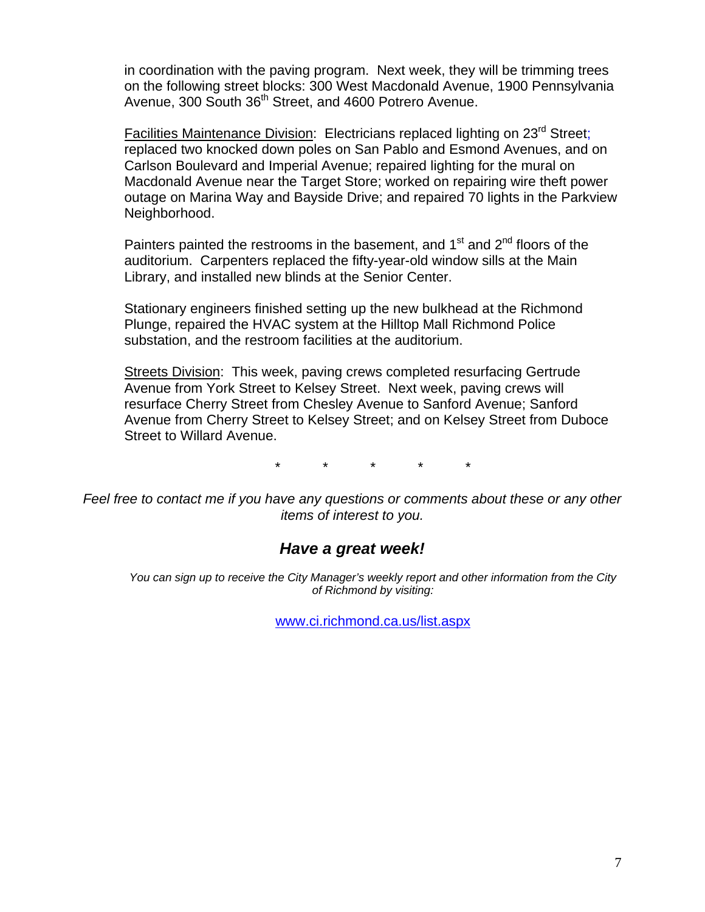in coordination with the paving program. Next week, they will be trimming trees on the following street blocks: 300 West Macdonald Avenue, 1900 Pennsylvania Avenue, 300 South 36th Street, and 4600 Potrero Avenue.

Facilities Maintenance Division: Electricians replaced lighting on 23rd Street; replaced two knocked down poles on San Pablo and Esmond Avenues, and on Carlson Boulevard and Imperial Avenue; repaired lighting for the mural on Macdonald Avenue near the Target Store; worked on repairing wire theft power outage on Marina Way and Bayside Drive; and repaired 70 lights in the Parkview Neighborhood.

Painters painted the restrooms in the basement, and 1st and 2nd floors of the auditorium. Carpenters replaced the fifty-year-old window sills at the Main Library, and installed new blinds at the Senior Center.

Stationary engineers finished setting up the new bulkhead at the Richmond Plunge, repaired the HVAC system at the Hilltop Mall Richmond Police substation, and the restroom facilities at the auditorium.

Streets Division: This week, paving crews completed resurfacing Gertrude Avenue from York Street to Kelsey Street. Next week, paving crews will resurface Cherry Street from Chesley Avenue to Sanford Avenue; Sanford Avenue from Cherry Street to Kelsey Street; and on Kelsey Street from Duboce Street to Willard Avenue.

\* \* \* \* \*

*Feel free to contact me if you have any questions or comments about these or any other items of interest to you.*

***Have a great week!***

*You can sign up to receive the City Manager's weekly report and other information from the City of Richmond by visiting:*

www.ci.richmond.ca.us/list.aspx